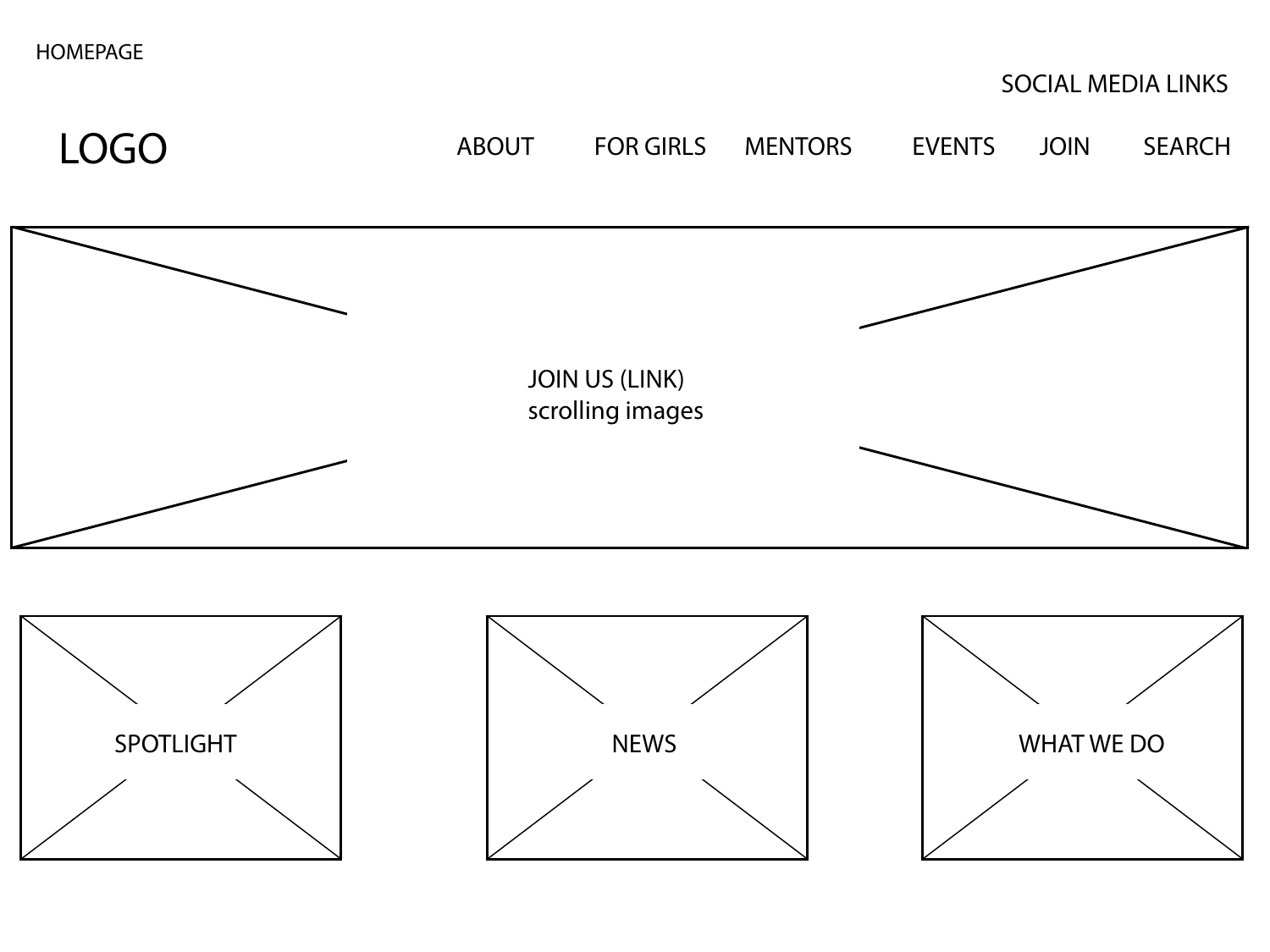HOMEPAGE

SOCIAL MEDIA LINKS

LOGO

ABOUT FOR GIRLS MENTORS EVENTS JOIN SEARCH

JOIN US (LINK)
scrolling images

SPOTLIGHT

NEWS

WHAT WE DO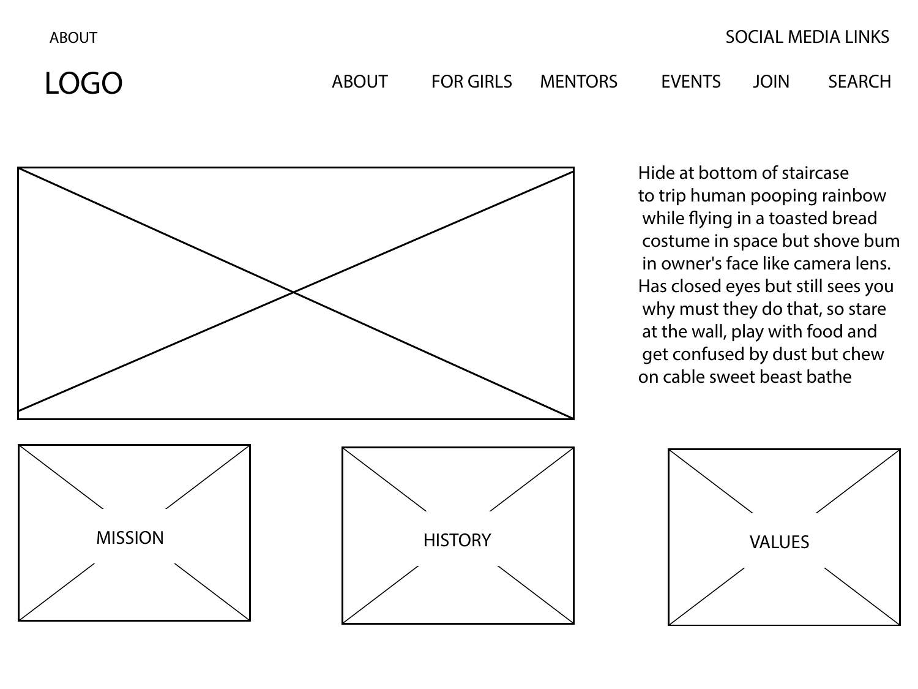ABOUT

SOCIAL MEDIA LINKS

LOGO

ABOUT FOR GIRLS MENTORS EVENTS JOIN SEARCH

Hide at bottom of staircase to trip human pooping rainbow while flying in a toasted bread costume in space but shove bum in owner's face like camera lens. Has closed eyes but still sees you why must they do that, so stare at the wall, play with food and get confused by dust but chew on cable sweet beast bathe

MISSION

HISTORY

VALUES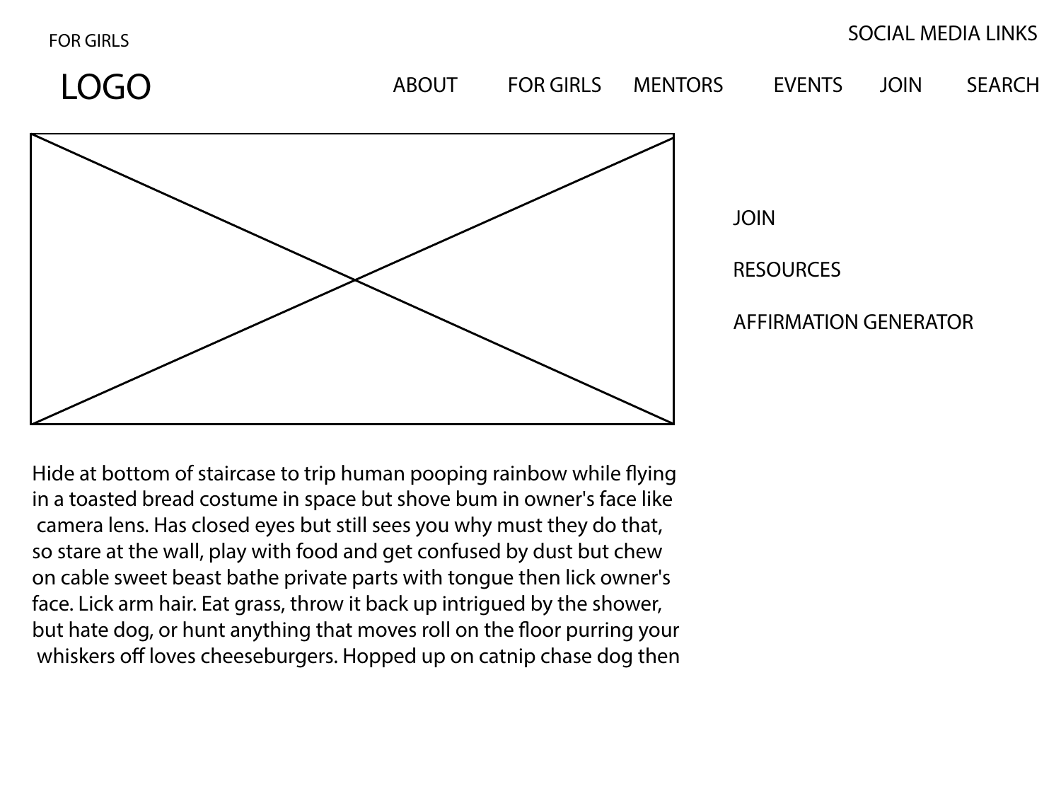FOR GIRLS

SOCIAL MEDIA LINKS

LOGO

ABOUT FOR GIRLS MENTORS EVENTS JOIN SEARCH

JOIN

RESOURCES

AFFIRMATION GENERATOR

Hide at bottom of staircase to trip human pooping rainbow while flying in a toasted bread costume in space but shove bum in owner's face like camera lens. Has closed eyes but still sees you why must they do that, so stare at the wall, play with food and get confused by dust but chew on cable sweet beast bathe private parts with tongue then lick owner's face. Lick arm hair. Eat grass, throw it back up intrigued by the shower, but hate dog, or hunt anything that moves roll on the floor purring your whiskers off loves cheeseburgers. Hopped up on catnip chase dog then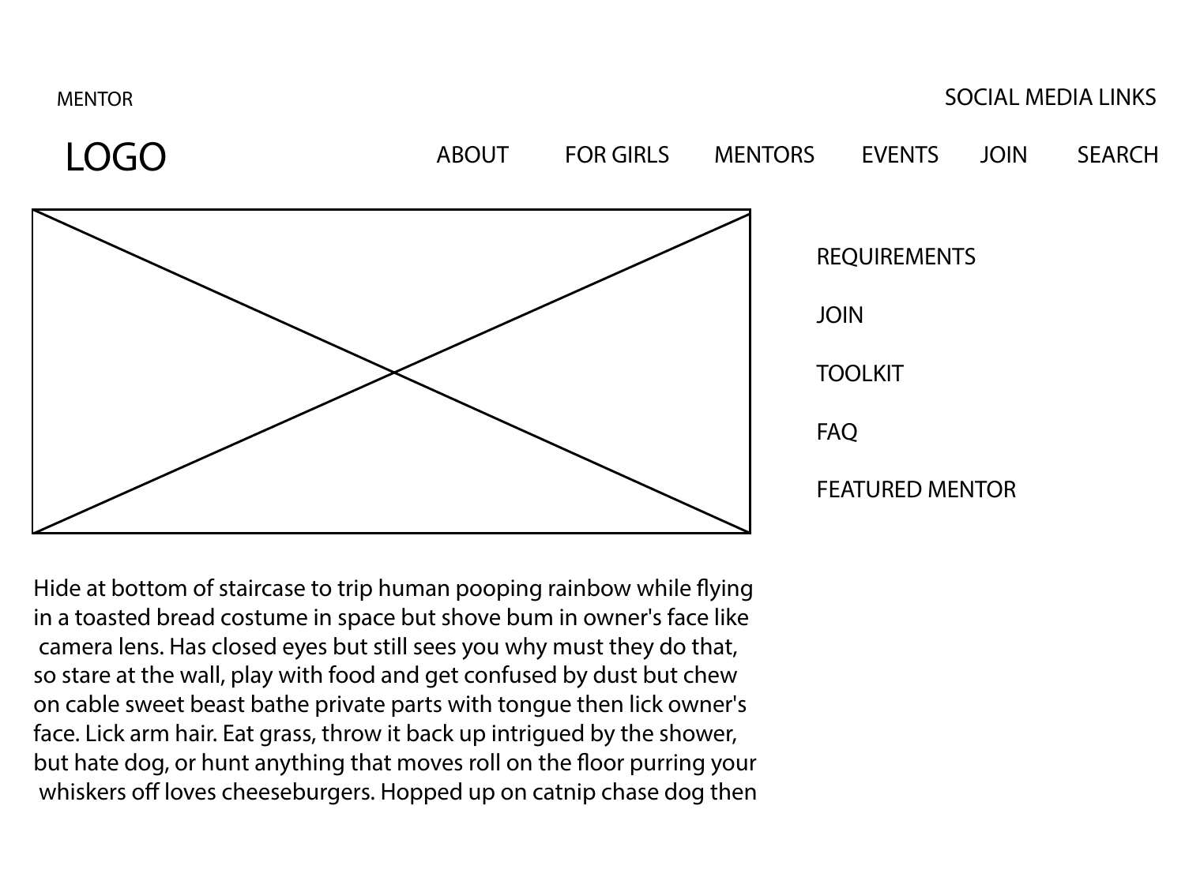MENTOR

SOCIAL MEDIA LINKS

LOGO

ABOUT FOR GIRLS MENTORS EVENTS JOIN SEARCH

REQUIREMENTS

JOIN

TOOLKIT

FAQ

FEATURED MENTOR

Hide at bottom of staircase to trip human pooping rainbow while flying in a toasted bread costume in space but shove bum in owner's face like camera lens. Has closed eyes but still sees you why must they do that, so stare at the wall, play with food and get confused by dust but chew on cable sweet beast bathe private parts with tongue then lick owner's face. Lick arm hair. Eat grass, throw it back up intrigued by the shower, but hate dog, or hunt anything that moves roll on the floor purring your whiskers off loves cheeseburgers. Hopped up on catnip chase dog then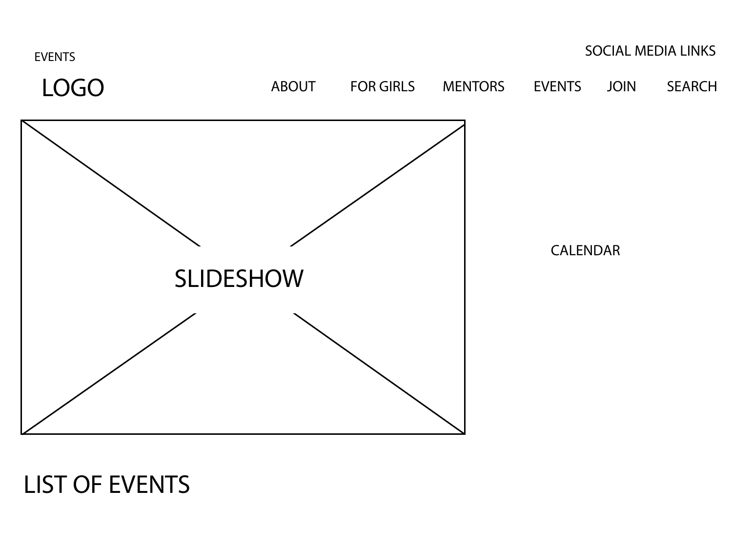EVENTS

SOCIAL MEDIA LINKS

LOGO

ABOUT FOR GIRLS MENTORS EVENTS JOIN SEARCH

SLIDESHOW

CALENDAR

LIST OF EVENTS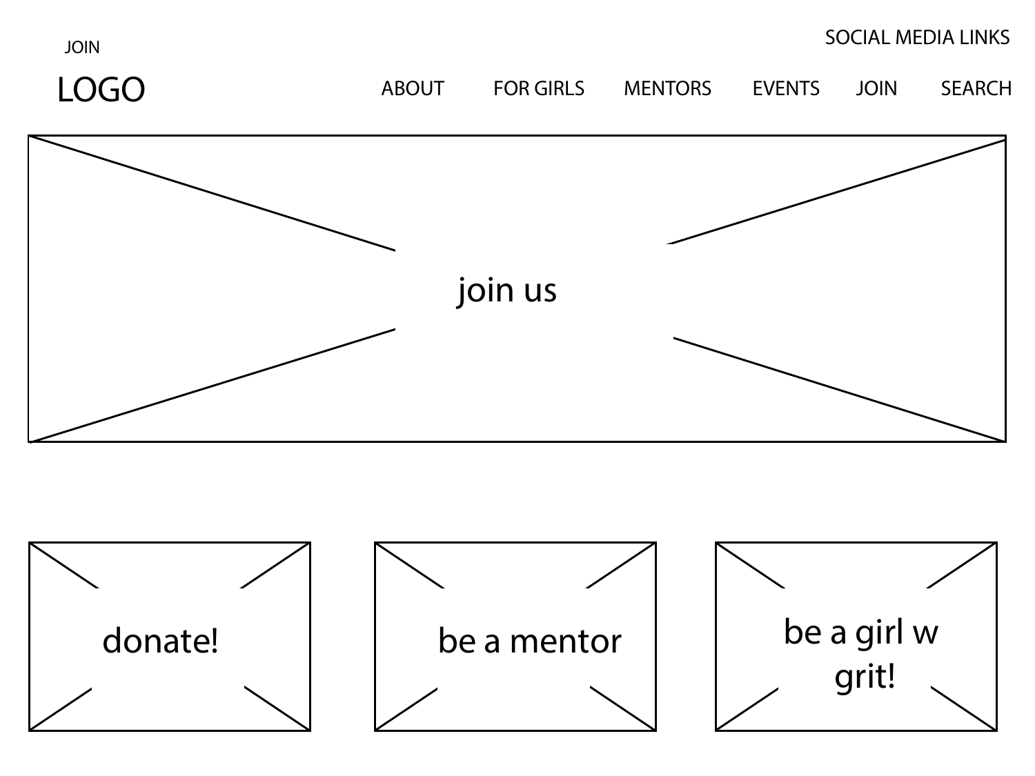JOIN

SOCIAL MEDIA LINKS

LOGO

ABOUT FOR GIRLS MENTORS EVENTS JOIN SEARCH

join us

donate!

be a mentor

be a girl w grit!